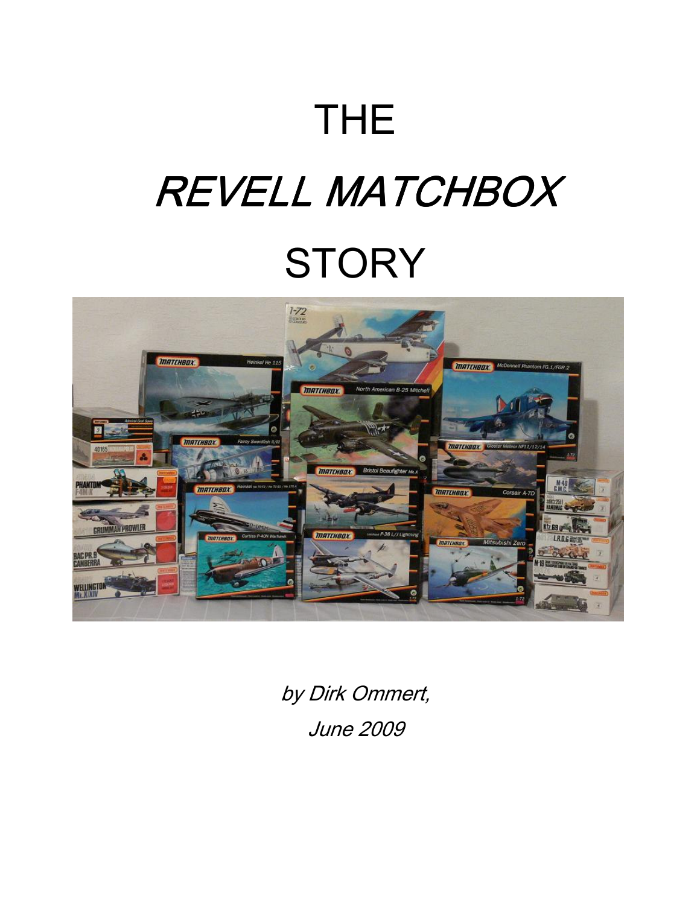# THE

# *REVELL MATCHBOX*

# STORY

*by Dirk Ommert,*

*June 2009*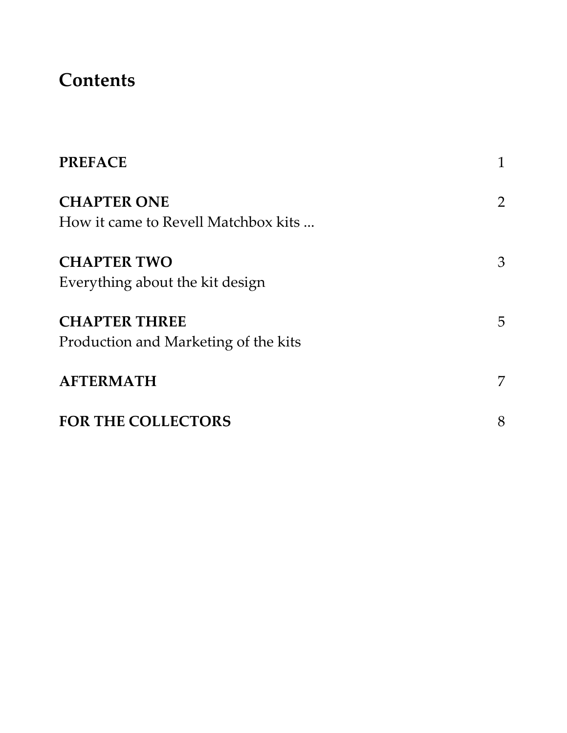# Contents

| | |
|---|---|
| **PREFACE** | 1 |
| **CHAPTER ONE**<br>How it came to Revell Matchbox kits ... | 2 |
| **CHAPTER TWO**<br>Everything about the kit design | 3 |
| **CHAPTER THREE**<br>Production and Marketing of the kits | 5 |
| **AFTERMATH** | 7 |
| **FOR THE COLLECTORS** | 8 |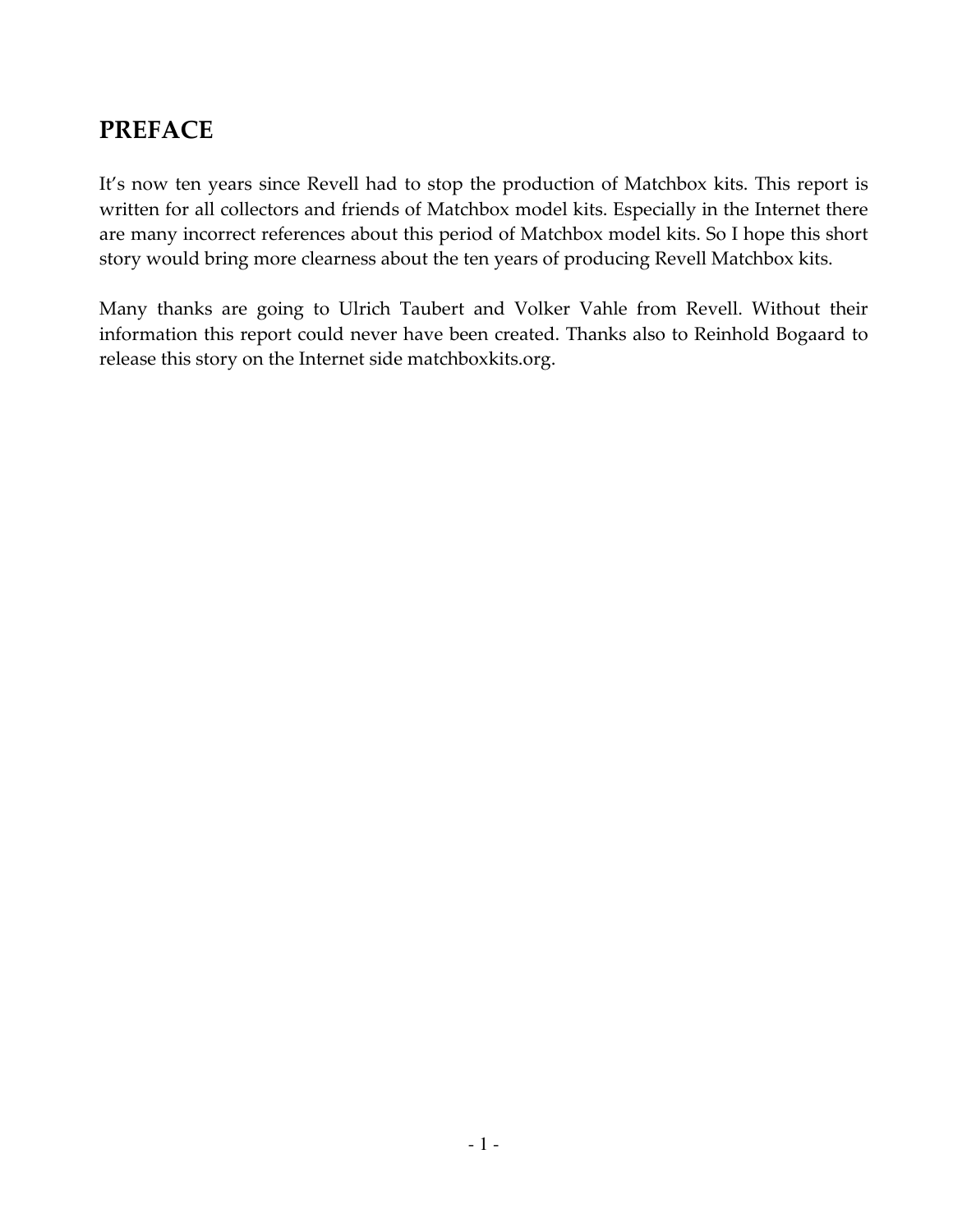## PREFACE

It's now ten years since Revell had to stop the production of Matchbox kits. This report is written for all collectors and friends of Matchbox model kits. Especially in the Internet there are many incorrect references about this period of Matchbox model kits. So I hope this short story would bring more clearness about the ten years of producing Revell Matchbox kits.

Many thanks are going to Ulrich Taubert and Volker Vahle from Revell. Without their information this report could never have been created. Thanks also to Reinhold Bogaard to release this story on the Internet side matchboxkits.org.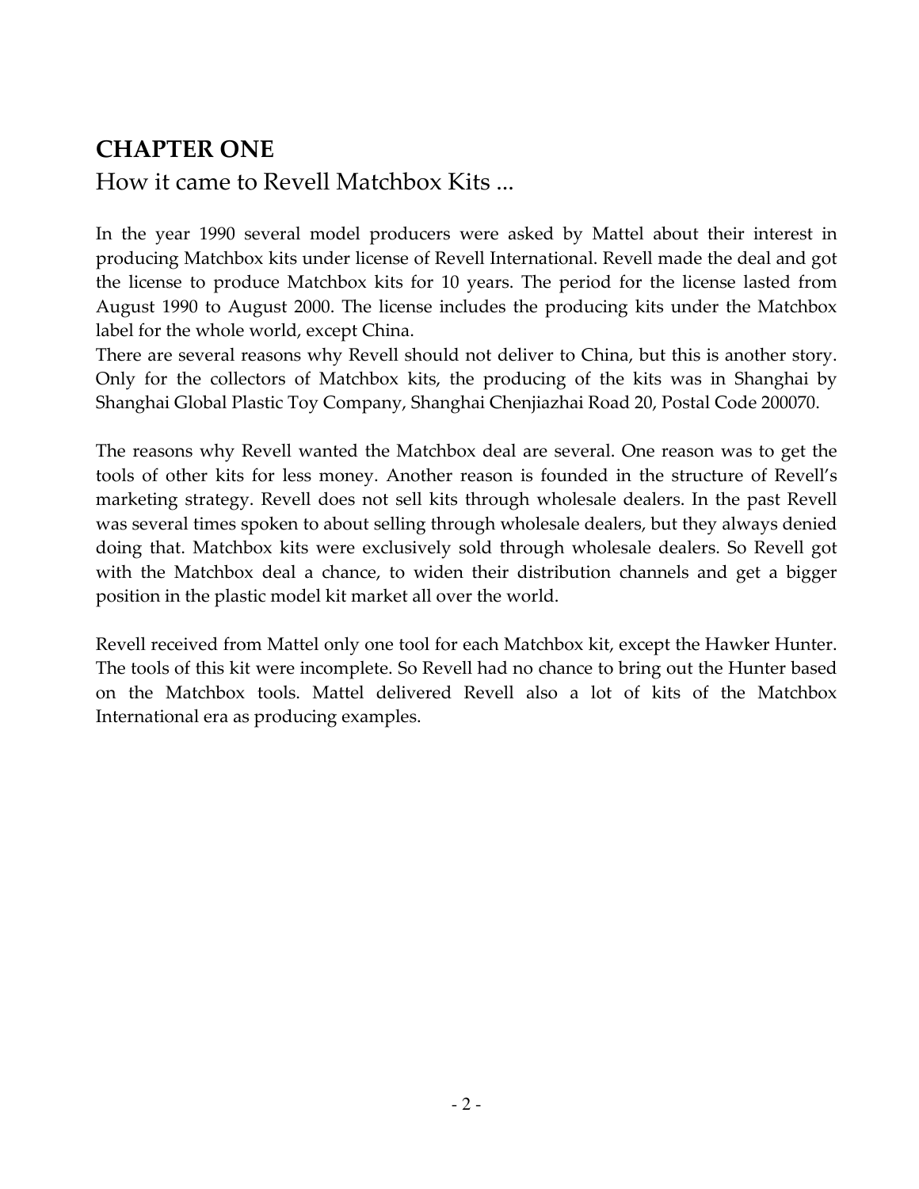# CHAPTER ONE

## How it came to Revell Matchbox Kits ...

In the year 1990 several model producers were asked by Mattel about their interest in producing Matchbox kits under license of Revell International. Revell made the deal and got the license to produce Matchbox kits for 10 years. The period for the license lasted from August 1990 to August 2000. The license includes the producing kits under the Matchbox label for the whole world, except China.
There are several reasons why Revell should not deliver to China, but this is another story. Only for the collectors of Matchbox kits, the producing of the kits was in Shanghai by Shanghai Global Plastic Toy Company, Shanghai Chenjiazhai Road 20, Postal Code 200070.

The reasons why Revell wanted the Matchbox deal are several. One reason was to get the tools of other kits for less money. Another reason is founded in the structure of Revell's marketing strategy. Revell does not sell kits through wholesale dealers. In the past Revell was several times spoken to about selling through wholesale dealers, but they always denied doing that. Matchbox kits were exclusively sold through wholesale dealers. So Revell got with the Matchbox deal a chance, to widen their distribution channels and get a bigger position in the plastic model kit market all over the world.

Revell received from Mattel only one tool for each Matchbox kit, except the Hawker Hunter. The tools of this kit were incomplete. So Revell had no chance to bring out the Hunter based on the Matchbox tools. Mattel delivered Revell also a lot of kits of the Matchbox International era as producing examples.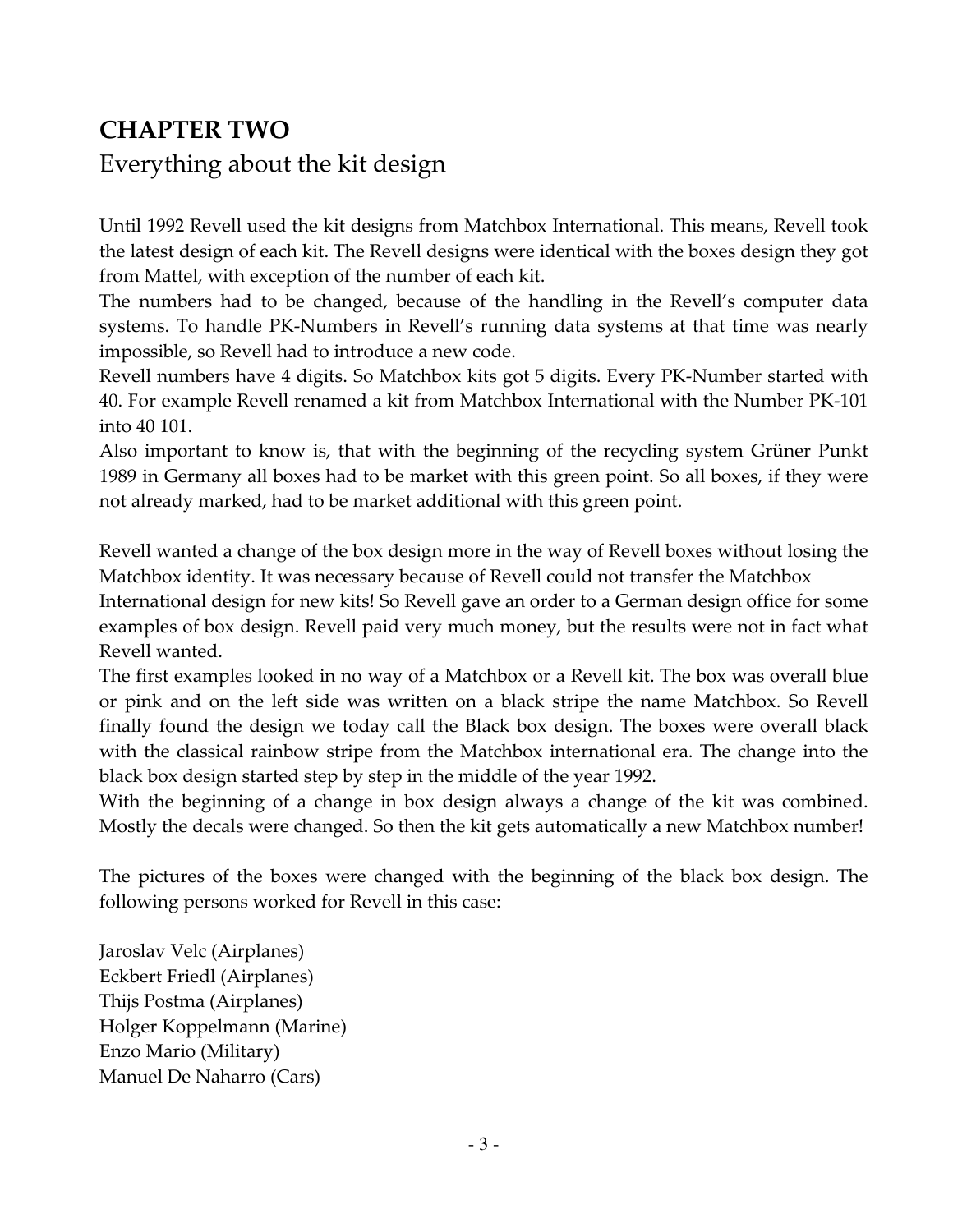# CHAPTER TWO

## Everything about the kit design

Until 1992 Revell used the kit designs from Matchbox International. This means, Revell took the latest design of each kit. The Revell designs were identical with the boxes design they got from Mattel, with exception of the number of each kit.

The numbers had to be changed, because of the handling in the Revell's computer data systems. To handle PK-Numbers in Revell's running data systems at that time was nearly impossible, so Revell had to introduce a new code.

Revell numbers have 4 digits. So Matchbox kits got 5 digits. Every PK-Number started with 40. For example Revell renamed a kit from Matchbox International with the Number PK-101 into 40 101.

Also important to know is, that with the beginning of the recycling system Grüner Punkt 1989 in Germany all boxes had to be market with this green point. So all boxes, if they were not already marked, had to be market additional with this green point.

Revell wanted a change of the box design more in the way of Revell boxes without losing the Matchbox identity. It was necessary because of Revell could not transfer the Matchbox International design for new kits! So Revell gave an order to a German design office for some examples of box design. Revell paid very much money, but the results were not in fact what Revell wanted.

The first examples looked in no way of a Matchbox or a Revell kit. The box was overall blue or pink and on the left side was written on a black stripe the name Matchbox. So Revell finally found the design we today call the Black box design. The boxes were overall black with the classical rainbow stripe from the Matchbox international era. The change into the black box design started step by step in the middle of the year 1992.

With the beginning of a change in box design always a change of the kit was combined. Mostly the decals were changed. So then the kit gets automatically a new Matchbox number!

The pictures of the boxes were changed with the beginning of the black box design. The following persons worked for Revell in this case:

Jaroslav Velc (Airplanes)
Eckbert Friedl (Airplanes)
Thijs Postma (Airplanes)
Holger Koppelmann (Marine)
Enzo Mario (Military)
Manuel De Naharro (Cars)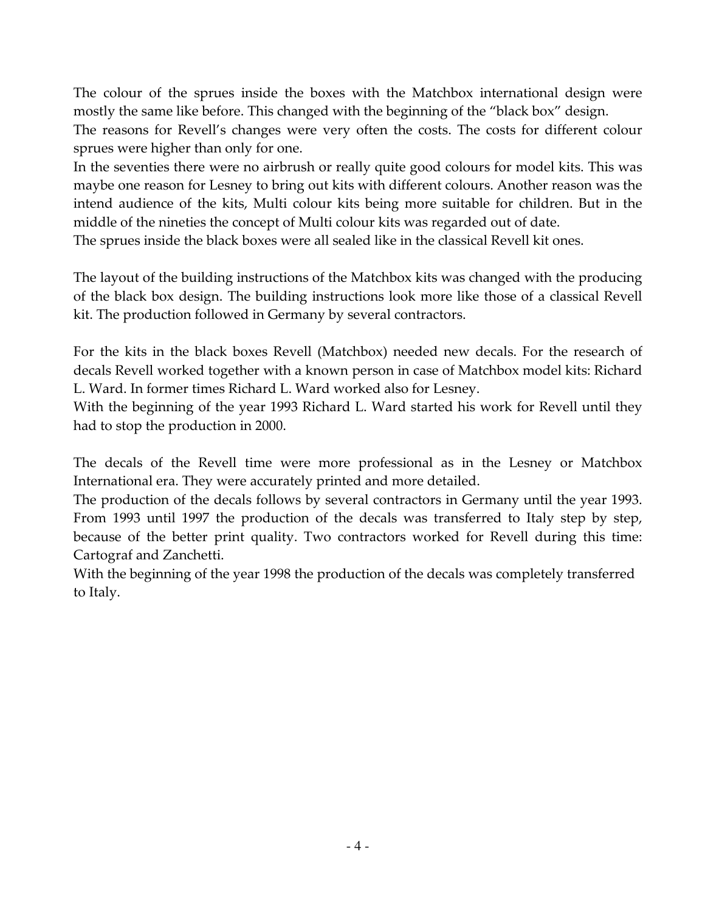The colour of the sprues inside the boxes with the Matchbox international design were mostly the same like before. This changed with the beginning of the "black box" design.
The reasons for Revell's changes were very often the costs. The costs for different colour sprues were higher than only for one.
In the seventies there were no airbrush or really quite good colours for model kits. This was maybe one reason for Lesney to bring out kits with different colours. Another reason was the intend audience of the kits, Multi colour kits being more suitable for children. But in the middle of the nineties the concept of Multi colour kits was regarded out of date.
The sprues inside the black boxes were all sealed like in the classical Revell kit ones.

The layout of the building instructions of the Matchbox kits was changed with the producing of the black box design. The building instructions look more like those of a classical Revell kit. The production followed in Germany by several contractors.

For the kits in the black boxes Revell (Matchbox) needed new decals. For the research of decals Revell worked together with a known person in case of Matchbox model kits: Richard L. Ward. In former times Richard L. Ward worked also for Lesney.
With the beginning of the year 1993 Richard L. Ward started his work for Revell until they had to stop the production in 2000.

The decals of the Revell time were more professional as in the Lesney or Matchbox International era. They were accurately printed and more detailed.
The production of the decals follows by several contractors in Germany until the year 1993. From 1993 until 1997 the production of the decals was transferred to Italy step by step, because of the better print quality. Two contractors worked for Revell during this time: Cartograf and Zanchetti.
With the beginning of the year 1998 the production of the decals was completely transferred to Italy.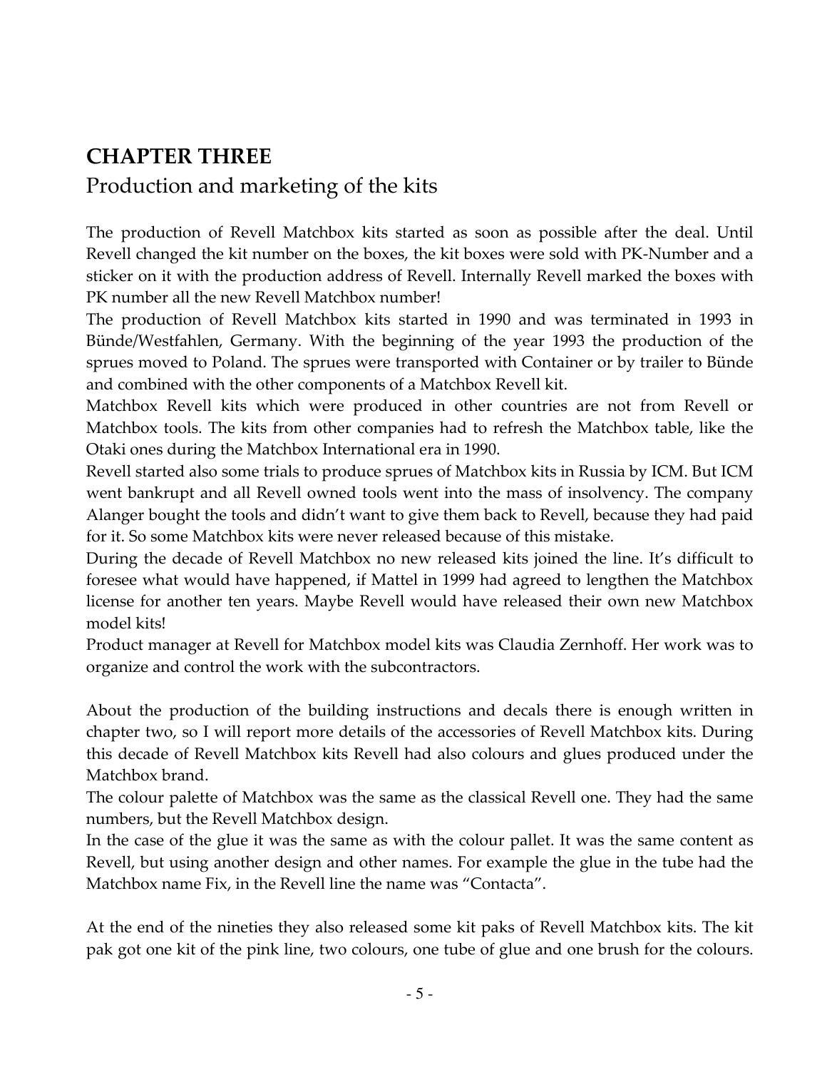## CHAPTER THREE

### Production and marketing of the kits

The production of Revell Matchbox kits started as soon as possible after the deal. Until Revell changed the kit number on the boxes, the kit boxes were sold with PK-Number and a sticker on it with the production address of Revell. Internally Revell marked the boxes with PK number all the new Revell Matchbox number!

The production of Revell Matchbox kits started in 1990 and was terminated in 1993 in Bünde/Westfahlen, Germany. With the beginning of the year 1993 the production of the sprues moved to Poland. The sprues were transported with Container or by trailer to Bünde and combined with the other components of a Matchbox Revell kit.

Matchbox Revell kits which were produced in other countries are not from Revell or Matchbox tools. The kits from other companies had to refresh the Matchbox table, like the Otaki ones during the Matchbox International era in 1990.

Revell started also some trials to produce sprues of Matchbox kits in Russia by ICM. But ICM went bankrupt and all Revell owned tools went into the mass of insolvency. The company Alanger bought the tools and didn't want to give them back to Revell, because they had paid for it. So some Matchbox kits were never released because of this mistake.

During the decade of Revell Matchbox no new released kits joined the line. It's difficult to foresee what would have happened, if Mattel in 1999 had agreed to lengthen the Matchbox license for another ten years. Maybe Revell would have released their own new Matchbox model kits!

Product manager at Revell for Matchbox model kits was Claudia Zernhoff. Her work was to organize and control the work with the subcontractors.

About the production of the building instructions and decals there is enough written in chapter two, so I will report more details of the accessories of Revell Matchbox kits. During this decade of Revell Matchbox kits Revell had also colours and glues produced under the Matchbox brand.

The colour palette of Matchbox was the same as the classical Revell one. They had the same numbers, but the Revell Matchbox design.

In the case of the glue it was the same as with the colour pallet. It was the same content as Revell, but using another design and other names. For example the glue in the tube had the Matchbox name Fix, in the Revell line the name was "Contacta".

At the end of the nineties they also released some kit paks of Revell Matchbox kits. The kit pak got one kit of the pink line, two colours, one tube of glue and one brush for the colours.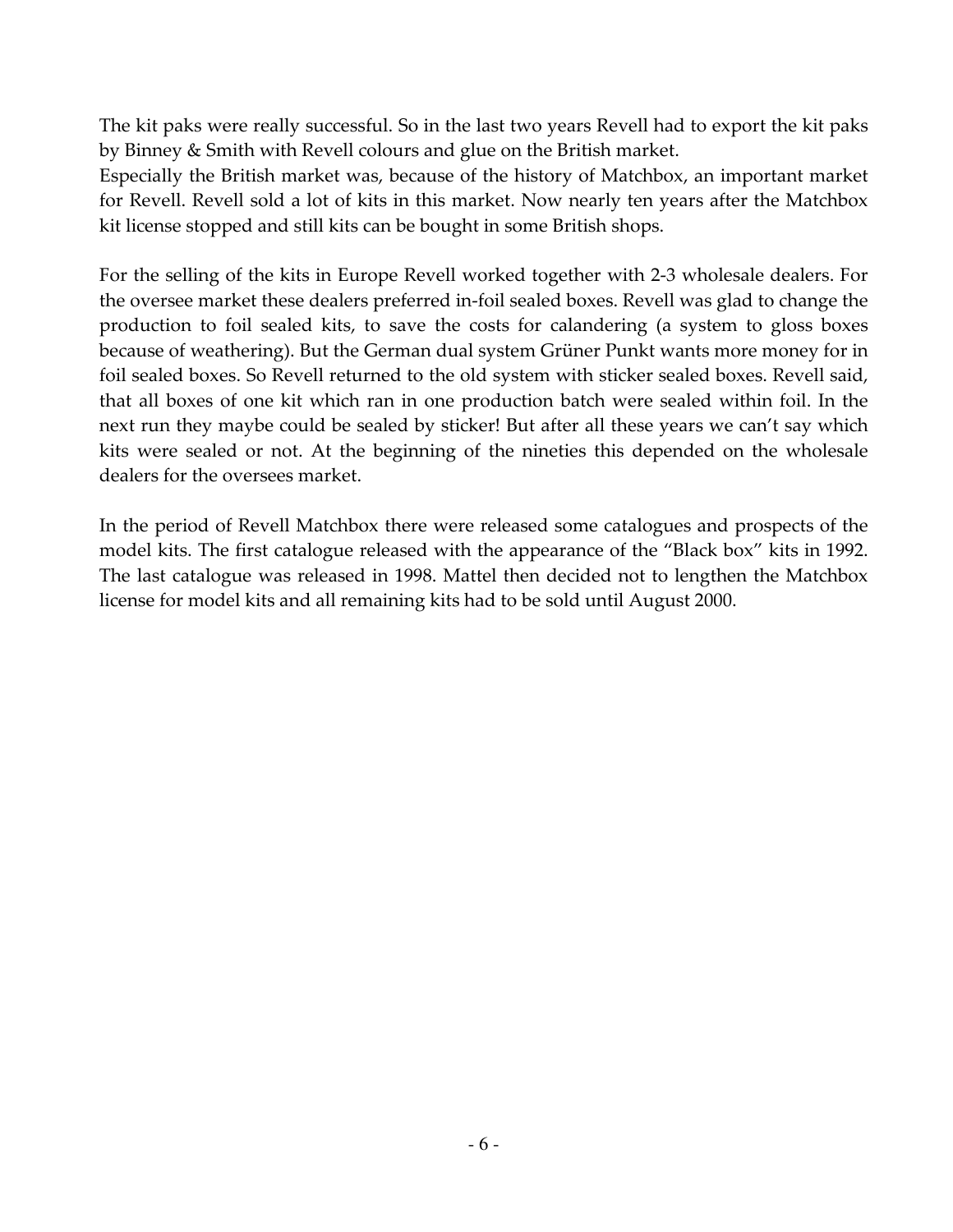The kit paks were really successful. So in the last two years Revell had to export the kit paks by Binney & Smith with Revell colours and glue on the British market.
Especially the British market was, because of the history of Matchbox, an important market for Revell. Revell sold a lot of kits in this market. Now nearly ten years after the Matchbox kit license stopped and still kits can be bought in some British shops.

For the selling of the kits in Europe Revell worked together with 2-3 wholesale dealers. For the oversee market these dealers preferred in-foil sealed boxes. Revell was glad to change the production to foil sealed kits, to save the costs for calandering (a system to gloss boxes because of weathering). But the German dual system Grüner Punkt wants more money for in foil sealed boxes. So Revell returned to the old system with sticker sealed boxes. Revell said, that all boxes of one kit which ran in one production batch were sealed within foil. In the next run they maybe could be sealed by sticker! But after all these years we can't say which kits were sealed or not. At the beginning of the nineties this depended on the wholesale dealers for the oversees market.

In the period of Revell Matchbox there were released some catalogues and prospects of the model kits. The first catalogue released with the appearance of the "Black box" kits in 1992. The last catalogue was released in 1998. Mattel then decided not to lengthen the Matchbox license for model kits and all remaining kits had to be sold until August 2000.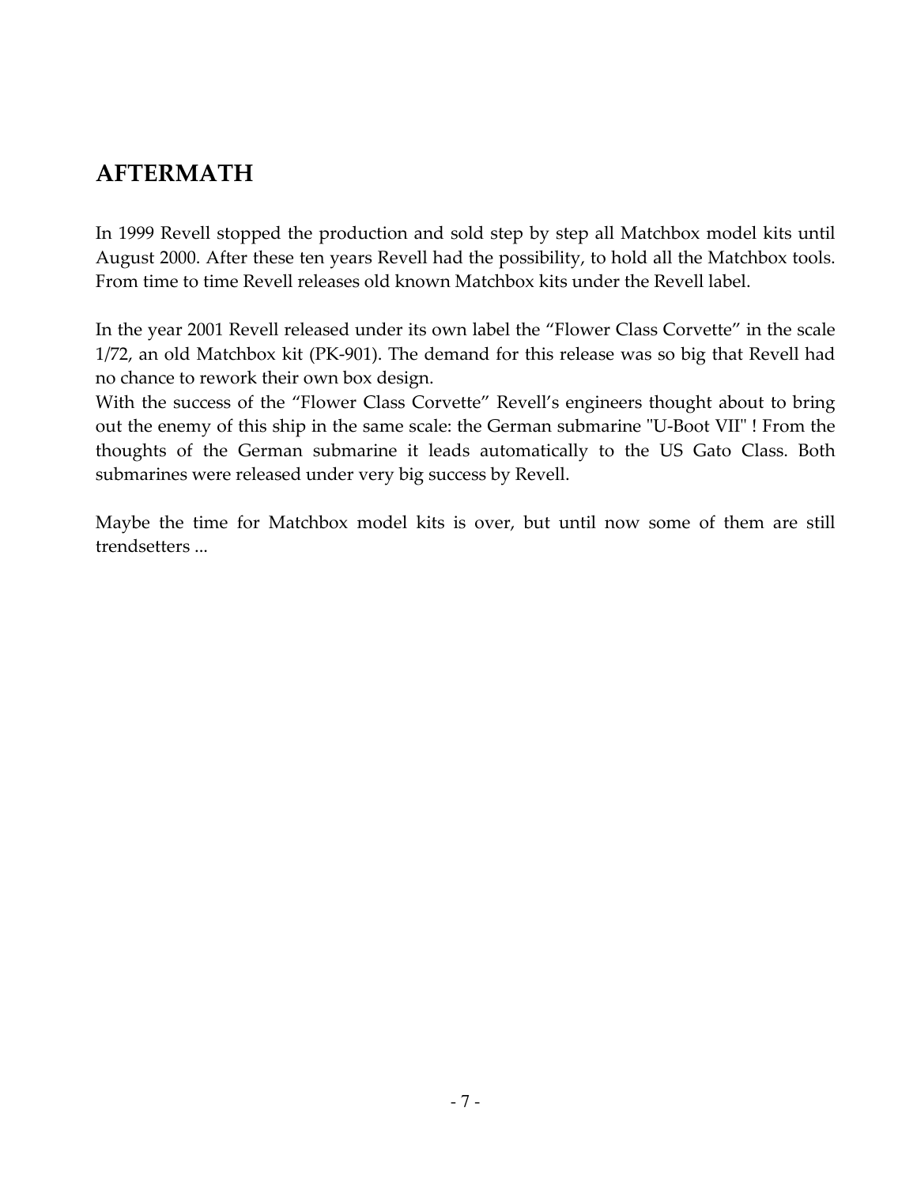## AFTERMATH

In 1999 Revell stopped the production and sold step by step all Matchbox model kits until August 2000. After these ten years Revell had the possibility, to hold all the Matchbox tools. From time to time Revell releases old known Matchbox kits under the Revell label.

In the year 2001 Revell released under its own label the “Flower Class Corvette” in the scale 1/72, an old Matchbox kit (PK-901). The demand for this release was so big that Revell had no chance to rework their own box design.
With the success of the “Flower Class Corvette” Revell’s engineers thought about to bring out the enemy of this ship in the same scale: the German submarine "U-Boot VII" ! From the thoughts of the German submarine it leads automatically to the US Gato Class. Both submarines were released under very big success by Revell.

Maybe the time for Matchbox model kits is over, but until now some of them are still trendsetters ...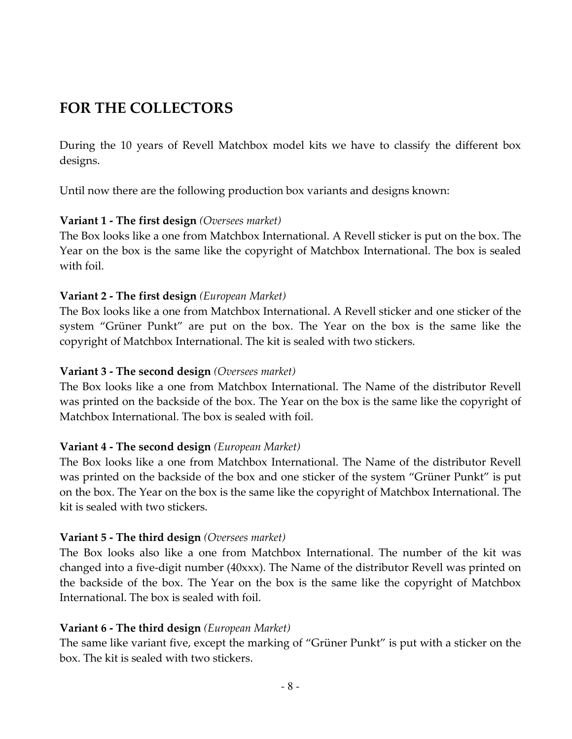## FOR THE COLLECTORS

During the 10 years of Revell Matchbox model kits we have to classify the different box designs.

Until now there are the following production box variants and designs known:

**Variant 1 - The first design** *(Oversees market)*
The Box looks like a one from Matchbox International. A Revell sticker is put on the box. The Year on the box is the same like the copyright of Matchbox International. The box is sealed with foil.

**Variant 2 - The first design** *(European Market)*
The Box looks like a one from Matchbox International. A Revell sticker and one sticker of the system "Grüner Punkt" are put on the box. The Year on the box is the same like the copyright of Matchbox International. The kit is sealed with two stickers.

**Variant 3 - The second design** *(Oversees market)*
The Box looks like a one from Matchbox International. The Name of the distributor Revell was printed on the backside of the box. The Year on the box is the same like the copyright of Matchbox International. The box is sealed with foil.

**Variant 4 - The second design** *(European Market)*
The Box looks like a one from Matchbox International. The Name of the distributor Revell was printed on the backside of the box and one sticker of the system "Grüner Punkt" is put on the box. The Year on the box is the same like the copyright of Matchbox International. The kit is sealed with two stickers.

**Variant 5 - The third design** *(Oversees market)*
The Box looks also like a one from Matchbox International. The number of the kit was changed into a five-digit number (40xxx). The Name of the distributor Revell was printed on the backside of the box. The Year on the box is the same like the copyright of Matchbox International. The box is sealed with foil.

**Variant 6 - The third design** *(European Market)*
The same like variant five, except the marking of "Grüner Punkt" is put with a sticker on the box. The kit is sealed with two stickers.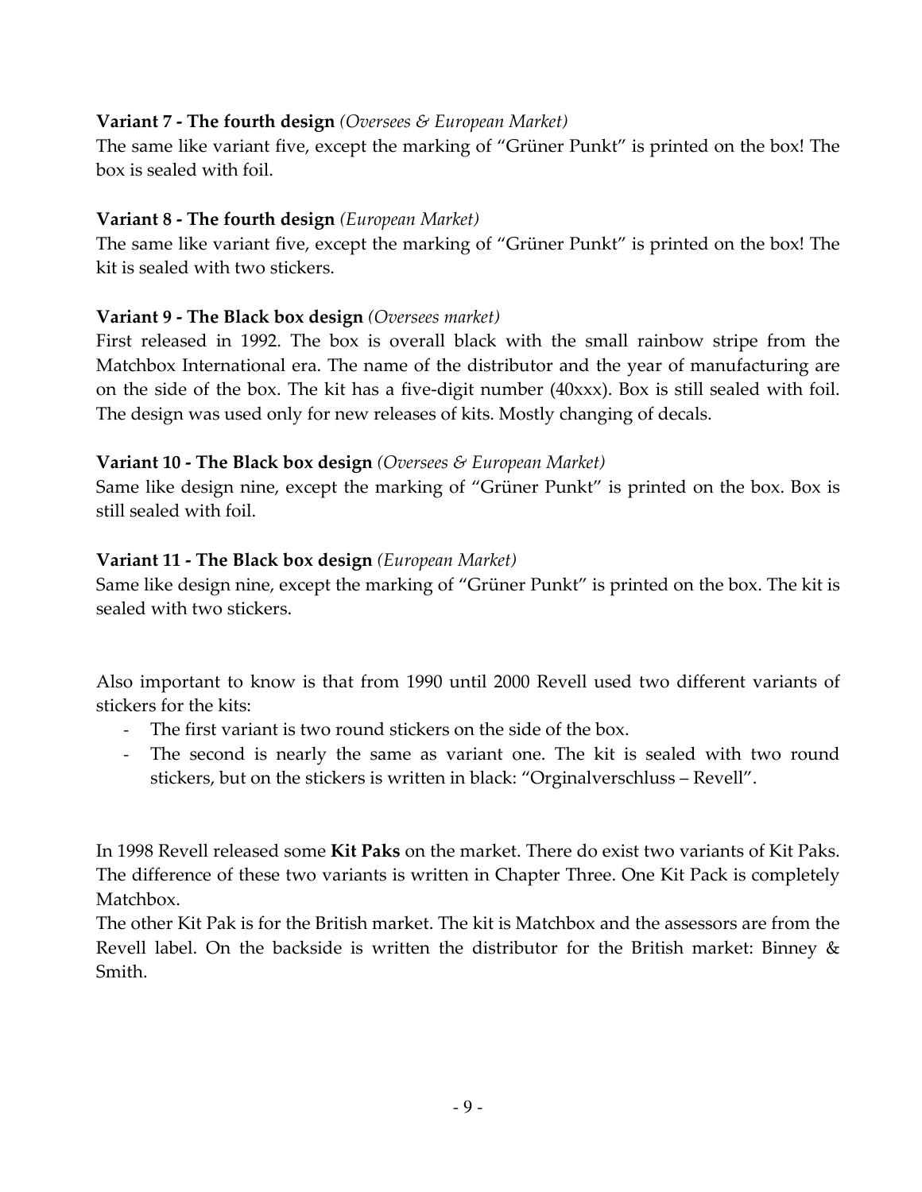**Variant 7 - The fourth design** *(Oversees & European Market)*
The same like variant five, except the marking of "Grüner Punkt" is printed on the box! The box is sealed with foil.

**Variant 8 - The fourth design** *(European Market)*
The same like variant five, except the marking of "Grüner Punkt" is printed on the box! The kit is sealed with two stickers.

**Variant 9 - The Black box design** *(Oversees market)*
First released in 1992. The box is overall black with the small rainbow stripe from the Matchbox International era. The name of the distributor and the year of manufacturing are on the side of the box. The kit has a five-digit number (40xxx). Box is still sealed with foil. The design was used only for new releases of kits. Mostly changing of decals.

**Variant 10 - The Black box design** *(Oversees & European Market)*
Same like design nine, except the marking of "Grüner Punkt" is printed on the box. Box is still sealed with foil.

**Variant 11 - The Black box design** *(European Market)*
Same like design nine, except the marking of "Grüner Punkt" is printed on the box. The kit is sealed with two stickers.

Also important to know is that from 1990 until 2000 Revell used two different variants of stickers for the kits:

- The first variant is two round stickers on the side of the box.
- The second is nearly the same as variant one. The kit is sealed with two round stickers, but on the stickers is written in black: "Orginalverschluss – Revell".

In 1998 Revell released some **Kit Paks** on the market. There do exist two variants of Kit Paks. The difference of these two variants is written in Chapter Three. One Kit Pack is completely Matchbox.
The other Kit Pak is for the British market. The kit is Matchbox and the assessors are from the Revell label. On the backside is written the distributor for the British market: Binney & Smith.